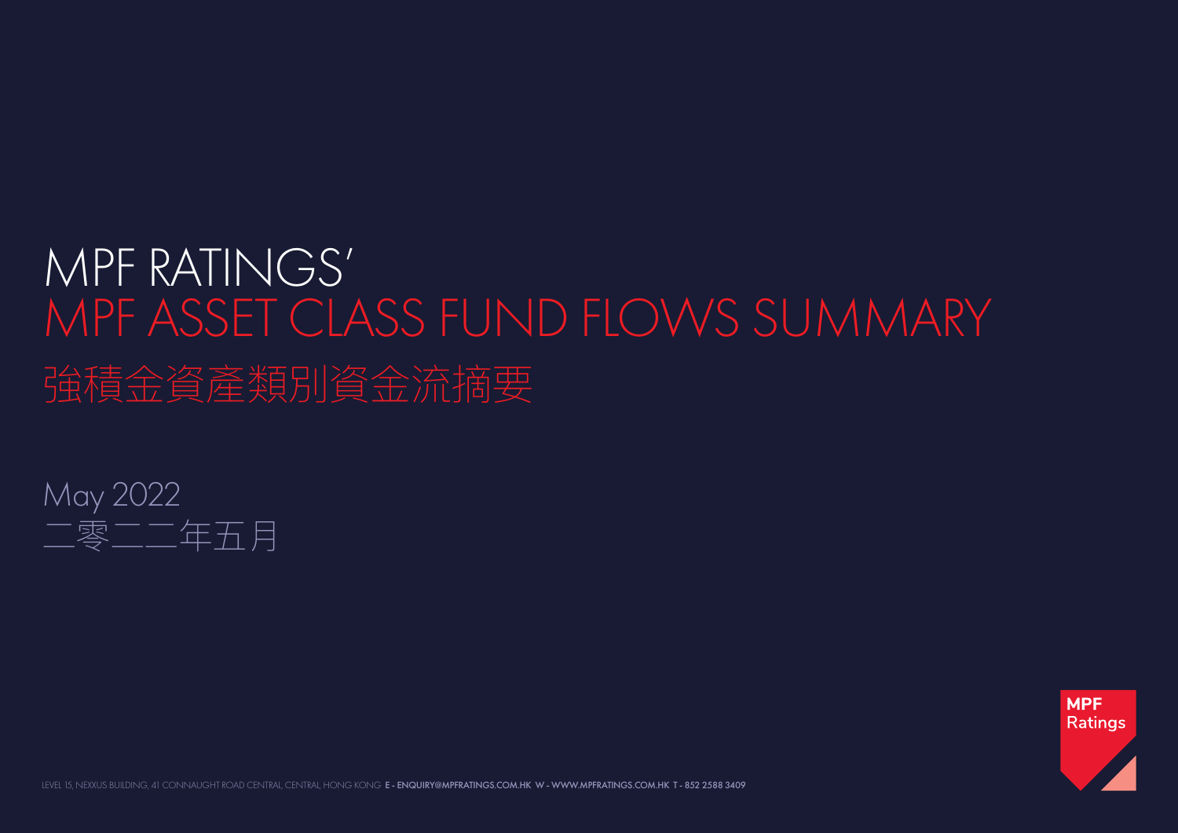# MPF RATINGS'
# MPF ASSET CLASS FUND FLOWS SUMMARY
# 強積金資產類別資金流摘要

May 2022
二零二二年五月

LEVEL 15, NEXXUS BUILDING, 41 CONNAUGHT ROAD CENTRAL, CENTRAL, HONG KONG **E - ENQUIRY@MPFRATINGS.COM.HK W - WWW.MPFRATINGS.COM.HK T - 852 2588 3409**

MPF Ratings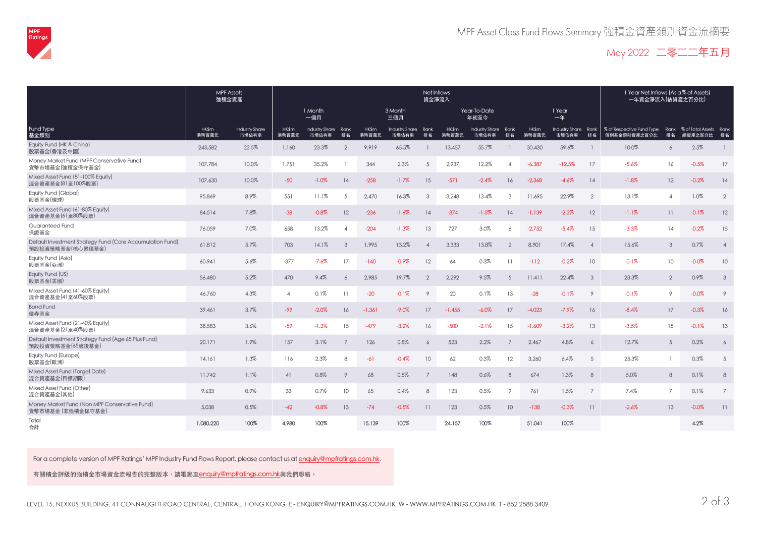# MPF Asset Class Fund Flows Summary 強積金資產類別資金流摘要

May 2022 二零二二年五月

| Fund Type 基金類別 | MPF Assets 強積金資產 | | Net Inflows 資金淨流入 | | | | | | | | | | | | 1 Year Net Inflows (As a % of Assets) 一年資金淨流入(佔資產之百分比) | | | |
|---|---|---|---|---|---|---|---|---|---|---|---|---|---|---|---|---|---|---|
| | | | 1 Month 一個月 | | | 3 Month 三個月 | | | Year-To-Date 年初至今 | | | 1 Year 一年 | | | | | | |
| | HK$m 港幣百萬元 | Industry Share 市場佔有率 | HK$m 港幣百萬元 | Industry Share 市場佔有率 | Rank 排名 | HK$m 港幣百萬元 | Industry Share 市場佔有率 | Rank 排名 | HK$m 港幣百萬元 | Industry Share 市場佔有率 | Rank 排名 | HK$m 港幣百萬元 | Industry Share 市場佔有率 | Rank 排名 | % of Respective Fund Type 個別基金類別資產之百分比 | Rank 排名 | % of Total Assets 總資產之百分比 | Rank 排名 |
| Equity Fund (HK & China) 股票基金(香港及中國) | 243,582 | 22.5% | 1,160 | 23.3% | 2 | 9,919 | 65.5% | 1 | 13,457 | 55.7% | 1 | 30,430 | 59.6% | 1 | 10.0% | 6 | 2.5% | 1 |
| Money Market Fund (MPF Conservative Fund) 貨幣市場基金(強積金保守基金) | 107,784 | 10.0% | 1,751 | 35.2% | 1 | 344 | 2.3% | 5 | 2,937 | 12.2% | 4 | -6,387 | -12.5% | 17 | -5.6% | 16 | -0.5% | 17 |
| Mixed Asset Fund (81-100% Equity) 混合資產基金(81至100%股票) | 107,630 | 10.0% | -50 | -1.0% | 14 | -258 | -1.7% | 15 | -571 | -2.4% | 16 | -2,368 | -4.6% | 14 | -1.8% | 12 | -0.2% | 14 |
| Equity Fund (Global) 股票基金(環球) | 95,869 | 8.9% | 551 | 11.1% | 5 | 2,470 | 16.3% | 3 | 3,248 | 13.4% | 3 | 11,695 | 22.9% | 2 | 13.1% | 4 | 1.0% | 2 |
| Mixed Asset Fund (61-80% Equity) 混合資產基金(61至80%股票) | 84,514 | 7.8% | -38 | -0.8% | 12 | -236 | -1.6% | 14 | -374 | -1.5% | 14 | -1,139 | -2.2% | 12 | -1.1% | 11 | -0.1% | 12 |
| Guaranteed Fund 保證基金 | 76,059 | 7.0% | 658 | 13.2% | 4 | -204 | -1.3% | 13 | 727 | 3.0% | 6 | -2,752 | -5.4% | 15 | -3.3% | 14 | -0.2% | 15 |
| Default Investment Strategy Fund (Core Accumulation Fund) 預設投資策略基金(核心累積基金) | 61,812 | 5.7% | 703 | 14.1% | 3 | 1,995 | 13.2% | 4 | 3,333 | 13.8% | 2 | 8,901 | 17.4% | 4 | 15.6% | 3 | 0.7% | 4 |
| Equity Fund (Asia) 股票基金(亞洲) | 60,941 | 5.6% | -377 | -7.6% | 17 | -140 | -0.9% | 12 | 64 | 0.3% | 11 | -112 | -0.2% | 10 | -0.1% | 10 | -0.0% | 10 |
| Equity Fund (US) 股票基金(美國) | 56,480 | 5.2% | 470 | 9.4% | 6 | 2,985 | 19.7% | 2 | 2,292 | 9.5% | 5 | 11,411 | 22.4% | 3 | 23.3% | 2 | 0.9% | 3 |
| Mixed Asset Fund (41-60% Equity) 混合資產基金(41至60%股票) | 46,760 | 4.3% | 4 | 0.1% | 11 | -20 | -0.1% | 9 | 20 | 0.1% | 13 | -28 | -0.1% | 9 | -0.1% | 9 | -0.0% | 9 |
| Bond Fund 債券基金 | 39,461 | 3.7% | -99 | -2.0% | 16 | -1,361 | -9.0% | 17 | -1,455 | -6.0% | 17 | -4,023 | -7.9% | 16 | -8.4% | 17 | -0.3% | 16 |
| Mixed Asset Fund (21-40% Equity) 混合資產基金(21至40%股票) | 38,583 | 3.6% | -59 | -1.2% | 15 | -479 | -3.2% | 16 | -500 | -2.1% | 15 | -1,609 | -3.2% | 13 | -3.5% | 15 | -0.1% | 13 |
| Default Investment Strategy Fund (Age 65 Plus Fund) 預設投資策略基金(65歲後基金) | 20,171 | 1.9% | 157 | 3.1% | 7 | 126 | 0.8% | 6 | 523 | 2.2% | 7 | 2,467 | 4.8% | 6 | 12.7% | 5 | 0.2% | 6 |
| Equity Fund (Europe) 股票基金(歐洲) | 14,161 | 1.3% | 116 | 2.3% | 8 | -61 | -0.4% | 10 | 62 | 0.3% | 12 | 3,260 | 6.4% | 5 | 25.3% | 1 | 0.3% | 5 |
| Mixed Asset Fund (Target Date) 混合資產基金(目標期限) | 11,742 | 1.1% | 41 | 0.8% | 9 | 68 | 0.5% | 7 | 148 | 0.6% | 8 | 674 | 1.3% | 8 | 5.0% | 8 | 0.1% | 8 |
| Mixed Asset Fund (Other) 混合資產基金(其他) | 9,633 | 0.9% | 33 | 0.7% | 10 | 65 | 0.4% | 8 | 123 | 0.5% | 9 | 761 | 1.5% | 7 | 7.4% | 7 | 0.1% | 7 |
| Money Market Fund (Non MPF Conservative Fund) 貨幣市場基金(非強積金保守基金) | 5,038 | 0.5% | -42 | -0.8% | 13 | -74 | -0.5% | 11 | 123 | 0.5% | 10 | -138 | -0.3% | 11 | -2.6% | 13 | -0.0% | 11 |
| Total 合計 | 1,080,220 | 100% | 4,980 | 100% | | 15,139 | 100% | | 24,157 | 100% | | 51,041 | 100% | | | | 4.2% | |

For a complete version of MPF Ratings' MPF Industry Fund Flows Report, please contact us at enquiry@mpfratings.com.hk.

有關積金評級的強積金市場資金流報告的完整版本，請電郵至enquiry@mpfratings.com.hk與我們聯絡。

LEVEL 15, NEXXUS BUILDING, 41 CONNAUGHT ROAD CENTRAL, CENTRAL, HONG KONG E - ENQUIRY@MPFRATINGS.COM.HK W - WWW.MPFRATINGS.COM.HK T - 852 2588 3409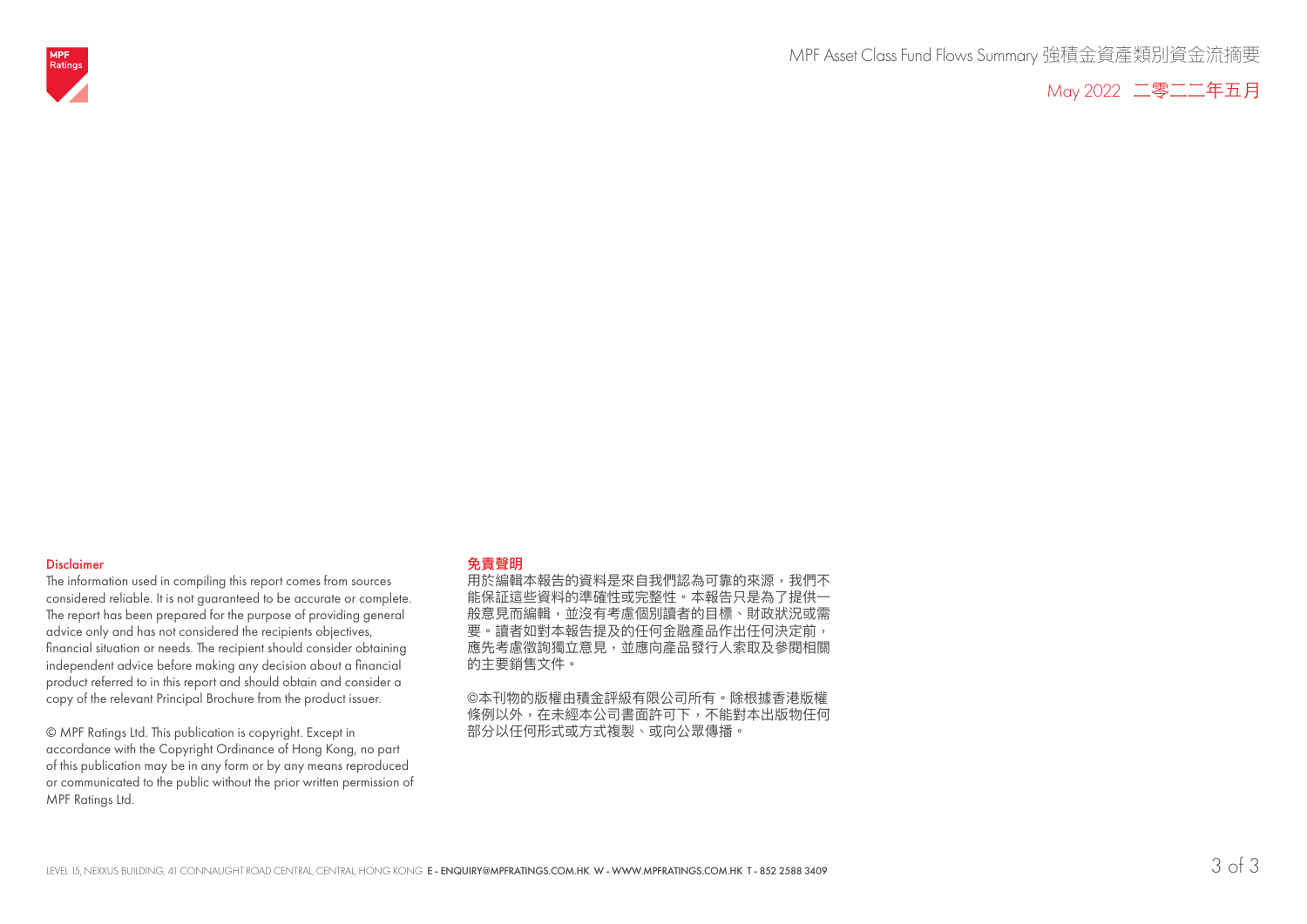### Disclaimer

The information used in compiling this report comes from sources considered reliable. It is not guaranteed to be accurate or complete. The report has been prepared for the purpose of providing general advice only and has not considered the recipients objectives, financial situation or needs. The recipient should consider obtaining independent advice before making any decision about a financial product referred to in this report and should obtain and consider a copy of the relevant Principal Brochure from the product issuer.

© MPF Ratings Ltd. This publication is copyright. Except in accordance with the Copyright Ordinance of Hong Kong, no part of this publication may be in any form or by any means reproduced or communicated to the public without the prior written permission of MPF Ratings Ltd.

### 免責聲明

用於編輯本報告的資料是來自我們認為可靠的來源，我們不能保証這些資料的準確性或完整性。本報告只是為了提供一般意見而編輯，並沒有考慮個別讀者的目標、財政狀況或需要。讀者如對本報告提及的任何金融產品作出任何決定前，應先考慮徵詢獨立意見，並應向產品發行人索取及參閱相關的主要銷售文件。

©本刊物的版權由積金評級有限公司所有。除根據香港版權條例以外，在未經本公司書面許可下，不能對本出版物任何部分以任何形式或方式複製、或向公眾傳播。

LEVEL 15, NEXXUS BUILDING, 41 CONNAUGHT ROAD CENTRAL, CENTRAL, HONG KONG **E - ENQUIRY@MPFRATINGS.COM.HK W - WWW.MPFRATINGS.COM.HK T - 852 2588 3409**